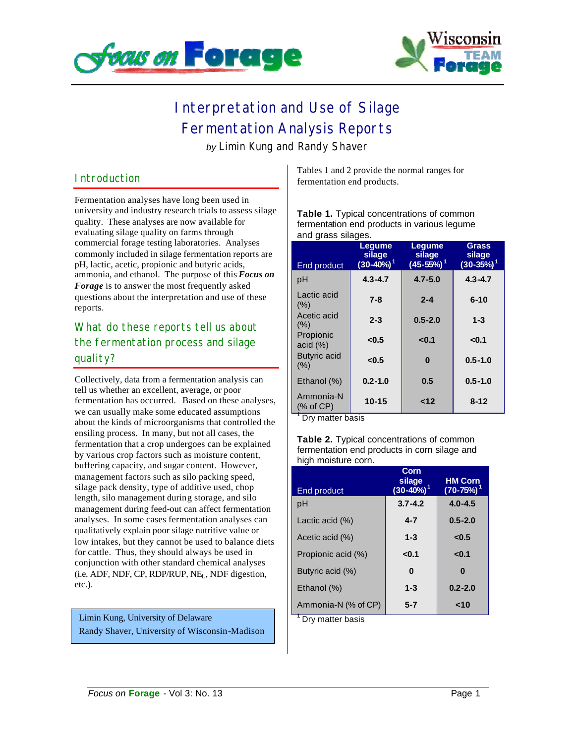# Interpretation and Use of Silage Fermentation Analysis Reports

*by* Limin Kung and Randy Shaver

## Introduction

Fermentation analyses have long been used in university and industry research trials to assess silage quality. These analyses are now available for evaluating silage quality on farms through commercial forage testing laboratories. Analyses commonly included in silage fermentation reports are pH, lactic, acetic, propionic and butyric acids, ammonia, and ethanol. The purpose of this ***Focus on Forage*** is to answer the most frequently asked questions about the interpretation and use of these reports.

## What do these reports tell us about the fermentation process and silage quality?

Collectively, data from a fermentation analysis can tell us whether an excellent, average, or poor fermentation has occurred. Based on these analyses, we can usually make some educated assumptions about the kinds of microorganisms that controlled the ensiling process. In many, but not all cases, the fermentation that a crop undergoes can be explained by various crop factors such as moisture content, buffering capacity, and sugar content. However, management factors such as silo packing speed, silage pack density, type of additive used, chop length, silo management during storage, and silo management during feed-out can affect fermentation analyses. In some cases fermentation analyses can qualitatively explain poor silage nutritive value or low intakes, but they cannot be used to balance diets for cattle. Thus, they should always be used in conjunction with other standard chemical analyses (i.e. ADF, NDF, CP, RDP/RUP, $NE_L$, NDF digestion, etc.).

Limin Kung, University of Delaware
Randy Shaver, University of Wisconsin-Madison

Tables 1 and 2 provide the normal ranges for fermentation end products.

**Table 1.** Typical concentrations of common fermentation end products in various legume and grass silages.

| End product | Legume silage (30-40%)[1] | Legume silage (45-55%)[1] | Grass silage (30-35%)[1] |
|---|---|---|---|
| pH | 4.3-4.7 | 4.7-5.0 | 4.3-4.7 |
| Lactic acid (%) | 7-8 | 2-4 | 6-10 |
| Acetic acid (%) | 2-3 | 0.5-2.0 | 1-3 |
| Propionic acid (%) | <0.5 | <0.1 | <0.1 |
| Butyric acid (%) | <0.5 | 0 | 0.5-1.0 |
| Ethanol (%) | 0.2-1.0 | 0.5 | 0.5-1.0 |
| Ammonia-N (% of CP) | 10-15 | <12 | 8-12 |

[1] Dry matter basis

**Table 2.** Typical concentrations of common fermentation end products in corn silage and high moisture corn.

| End product | Corn silage (30-40%)[1] | HM Corn (70-75%)[1] |
|---|---|---|
| pH | 3.7-4.2 | 4.0-4.5 |
| Lactic acid (%) | 4-7 | 0.5-2.0 |
| Acetic acid (%) | 1-3 | <0.5 |
| Propionic acid (%) | <0.1 | <0.1 |
| Butyric acid (%) | 0 | 0 |
| Ethanol (%) | 1-3 | 0.2-2.0 |
| Ammonia-N (% of CP) | 5-7 | <10 |

[1] Dry matter basis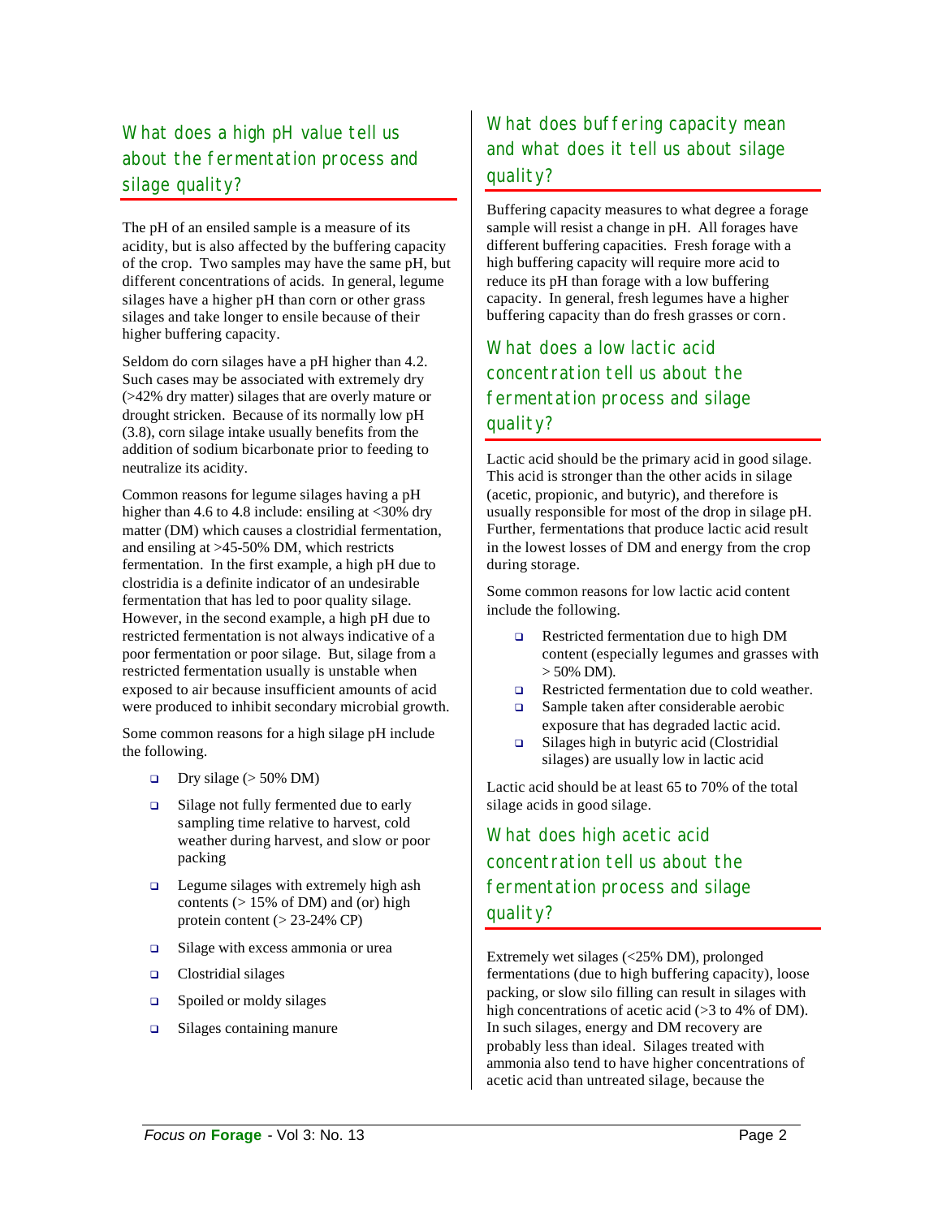## What does a high pH value tell us about the fermentation process and silage quality?

The pH of an ensiled sample is a measure of its acidity, but is also affected by the buffering capacity of the crop. Two samples may have the same pH, but different concentrations of acids. In general, legume silages have a higher pH than corn or other grass silages and take longer to ensile because of their higher buffering capacity.

Seldom do corn silages have a pH higher than 4.2. Such cases may be associated with extremely dry (>42% dry matter) silages that are overly mature or drought stricken. Because of its normally low pH (3.8), corn silage intake usually benefits from the addition of sodium bicarbonate prior to feeding to neutralize its acidity.

Common reasons for legume silages having a pH higher than 4.6 to 4.8 include: ensiling at <30% dry matter (DM) which causes a clostridial fermentation, and ensiling at >45-50% DM, which restricts fermentation. In the first example, a high pH due to clostridia is a definite indicator of an undesirable fermentation that has led to poor quality silage. However, in the second example, a high pH due to restricted fermentation is not always indicative of a poor fermentation or poor silage. But, silage from a restricted fermentation usually is unstable when exposed to air because insufficient amounts of acid were produced to inhibit secondary microbial growth.

Some common reasons for a high silage pH include the following.

- Dry silage (> 50% DM)
- Silage not fully fermented due to early sampling time relative to harvest, cold weather during harvest, and slow or poor packing
- Legume silages with extremely high ash contents (> 15% of DM) and (or) high protein content (> 23-24% CP)
- Silage with excess ammonia or urea
- Clostridial silages
- Spoiled or moldy silages
- Silages containing manure

## What does buffering capacity mean and what does it tell us about silage quality?

Buffering capacity measures to what degree a forage sample will resist a change in pH. All forages have different buffering capacities. Fresh forage with a high buffering capacity will require more acid to reduce its pH than forage with a low buffering capacity. In general, fresh legumes have a higher buffering capacity than do fresh grasses or corn.

## What does a low lactic acid concentration tell us about the fermentation process and silage quality?

Lactic acid should be the primary acid in good silage. This acid is stronger than the other acids in silage (acetic, propionic, and butyric), and therefore is usually responsible for most of the drop in silage pH. Further, fermentations that produce lactic acid result in the lowest losses of DM and energy from the crop during storage.

Some common reasons for low lactic acid content include the following.

- Restricted fermentation due to high DM content (especially legumes and grasses with > 50% DM).
- Restricted fermentation due to cold weather.
- Sample taken after considerable aerobic exposure that has degraded lactic acid.
- Silages high in butyric acid (Clostridial silages) are usually low in lactic acid

Lactic acid should be at least 65 to 70% of the total silage acids in good silage.

## What does high acetic acid concentration tell us about the fermentation process and silage quality?

Extremely wet silages (<25% DM), prolonged fermentations (due to high buffering capacity), loose packing, or slow silo filling can result in silages with high concentrations of acetic acid (>3 to 4% of DM). In such silages, energy and DM recovery are probably less than ideal. Silages treated with ammonia also tend to have higher concentrations of acetic acid than untreated silage, because the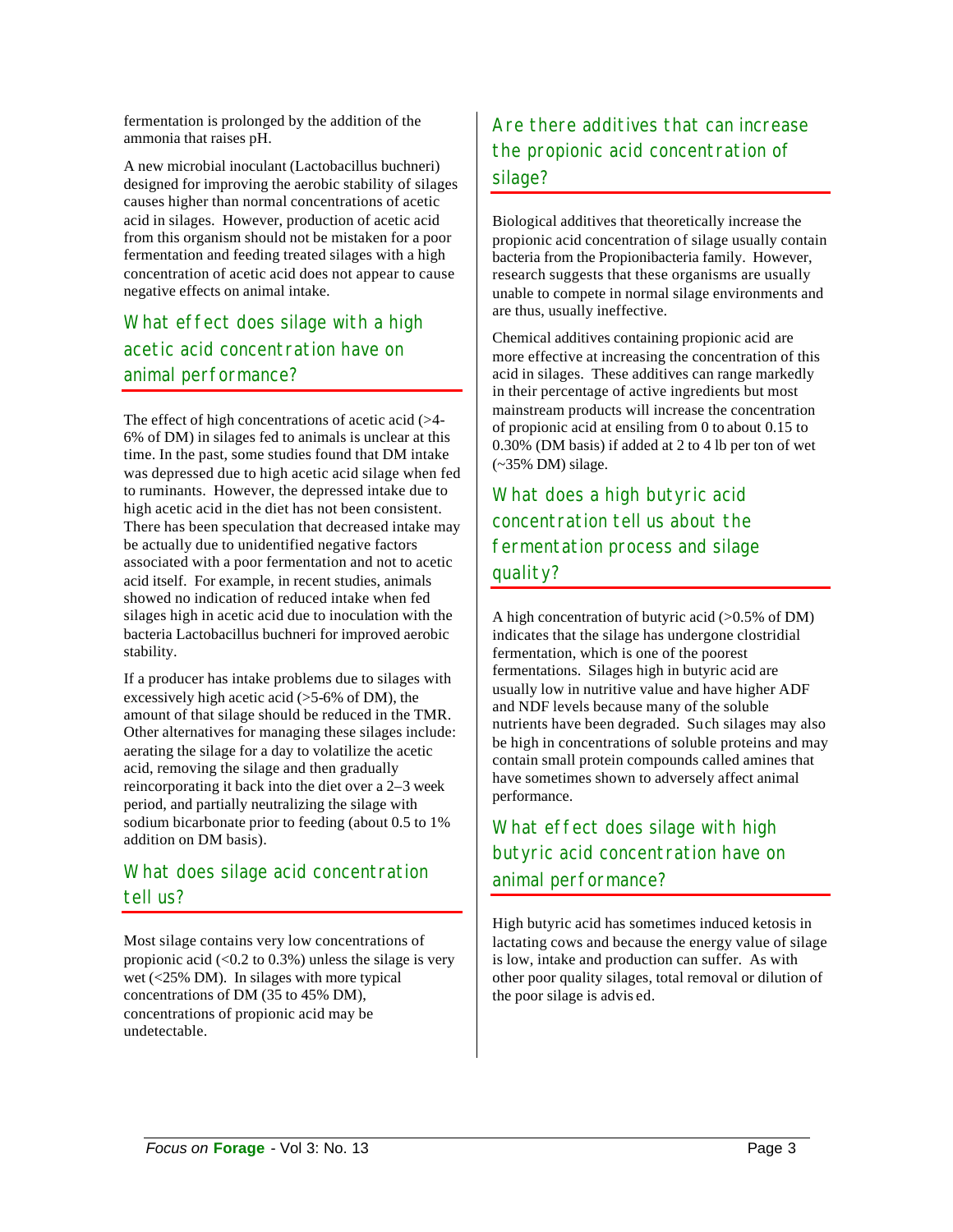fermentation is prolonged by the addition of the ammonia that raises pH.

A new microbial inoculant (Lactobacillus buchneri) designed for improving the aerobic stability of silages causes higher than normal concentrations of acetic acid in silages. However, production of acetic acid from this organism should not be mistaken for a poor fermentation and feeding treated silages with a high concentration of acetic acid does not appear to cause negative effects on animal intake.

## What effect does silage with a high acetic acid concentration have on animal performance?

The effect of high concentrations of acetic acid (>4-6% of DM) in silages fed to animals is unclear at this time. In the past, some studies found that DM intake was depressed due to high acetic acid silage when fed to ruminants. However, the depressed intake due to high acetic acid in the diet has not been consistent. There has been speculation that decreased intake may be actually due to unidentified negative factors associated with a poor fermentation and not to acetic acid itself. For example, in recent studies, animals showed no indication of reduced intake when fed silages high in acetic acid due to inoculation with the bacteria Lactobacillus buchneri for improved aerobic stability.

If a producer has intake problems due to silages with excessively high acetic acid (>5-6% of DM), the amount of that silage should be reduced in the TMR. Other alternatives for managing these silages include: aerating the silage for a day to volatilize the acetic acid, removing the silage and then gradually reincorporating it back into the diet over a 2–3 week period, and partially neutralizing the silage with sodium bicarbonate prior to feeding (about 0.5 to 1% addition on DM basis).

## What does silage acid concentration tell us?

Most silage contains very low concentrations of propionic acid (<0.2 to 0.3%) unless the silage is very wet (<25% DM). In silages with more typical concentrations of DM (35 to 45% DM), concentrations of propionic acid may be undetectable.

## Are there additives that can increase the propionic acid concentration of silage?

Biological additives that theoretically increase the propionic acid concentration of silage usually contain bacteria from the Propionibacteria family. However, research suggests that these organisms are usually unable to compete in normal silage environments and are thus, usually ineffective.

Chemical additives containing propionic acid are more effective at increasing the concentration of this acid in silages. These additives can range markedly in their percentage of active ingredients but most mainstream products will increase the concentration of propionic acid at ensiling from 0 to about 0.15 to 0.30% (DM basis) if added at 2 to 4 lb per ton of wet (~35% DM) silage.

## What does a high butyric acid concentration tell us about the fermentation process and silage quality?

A high concentration of butyric acid (>0.5% of DM) indicates that the silage has undergone clostridial fermentation, which is one of the poorest fermentations. Silages high in butyric acid are usually low in nutritive value and have higher ADF and NDF levels because many of the soluble nutrients have been degraded. Such silages may also be high in concentrations of soluble proteins and may contain small protein compounds called amines that have sometimes shown to adversely affect animal performance.

## What effect does silage with high butyric acid concentration have on animal performance?

High butyric acid has sometimes induced ketosis in lactating cows and because the energy value of silage is low, intake and production can suffer. As with other poor quality silages, total removal or dilution of the poor silage is advised.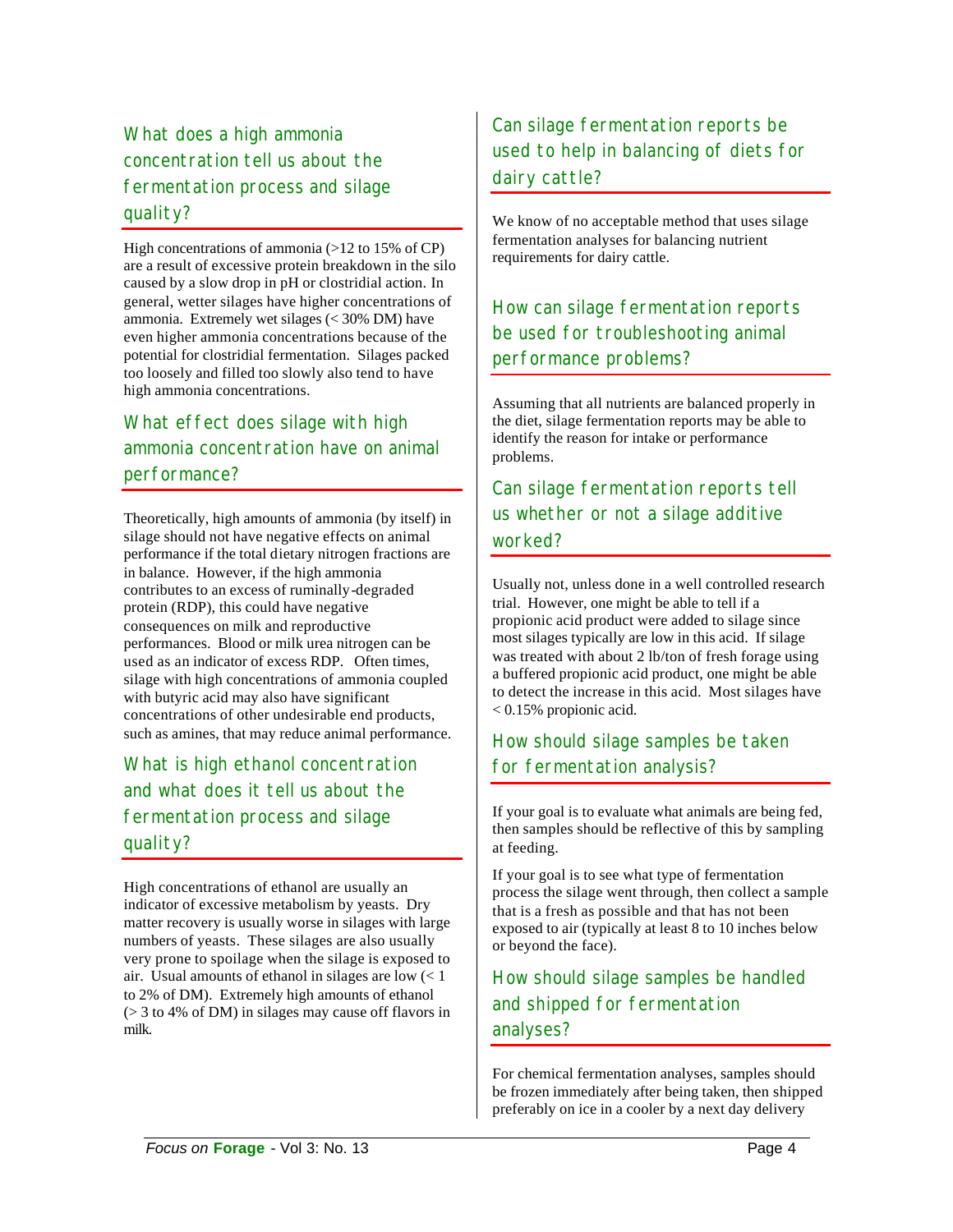## What does a high ammonia concentration tell us about the fermentation process and silage quality?

High concentrations of ammonia (>12 to 15% of CP) are a result of excessive protein breakdown in the silo caused by a slow drop in pH or clostridial action. In general, wetter silages have higher concentrations of ammonia. Extremely wet silages (< 30% DM) have even higher ammonia concentrations because of the potential for clostridial fermentation. Silages packed too loosely and filled too slowly also tend to have high ammonia concentrations.

## What effect does silage with high ammonia concentration have on animal performance?

Theoretically, high amounts of ammonia (by itself) in silage should not have negative effects on animal performance if the total dietary nitrogen fractions are in balance. However, if the high ammonia contributes to an excess of ruminally-degraded protein (RDP), this could have negative consequences on milk and reproductive performances. Blood or milk urea nitrogen can be used as an indicator of excess RDP. Often times, silage with high concentrations of ammonia coupled with butyric acid may also have significant concentrations of other undesirable end products, such as amines, that may reduce animal performance.

## What is high ethanol concentration and what does it tell us about the fermentation process and silage quality?

High concentrations of ethanol are usually an indicator of excessive metabolism by yeasts. Dry matter recovery is usually worse in silages with large numbers of yeasts. These silages are also usually very prone to spoilage when the silage is exposed to air. Usual amounts of ethanol in silages are low (< 1 to 2% of DM). Extremely high amounts of ethanol (> 3 to 4% of DM) in silages may cause off flavors in milk.

## Can silage fermentation reports be used to help in balancing of diets for dairy cattle?

We know of no acceptable method that uses silage fermentation analyses for balancing nutrient requirements for dairy cattle.

## How can silage fermentation reports be used for troubleshooting animal performance problems?

Assuming that all nutrients are balanced properly in the diet, silage fermentation reports may be able to identify the reason for intake or performance problems.

## Can silage fermentation reports tell us whether or not a silage additive worked?

Usually not, unless done in a well controlled research trial. However, one might be able to tell if a propionic acid product were added to silage since most silages typically are low in this acid. If silage was treated with about 2 lb/ton of fresh forage using a buffered propionic acid product, one might be able to detect the increase in this acid. Most silages have < 0.15% propionic acid.

## How should silage samples be taken for fermentation analysis?

If your goal is to evaluate what animals are being fed, then samples should be reflective of this by sampling at feeding.

If your goal is to see what type of fermentation process the silage went through, then collect a sample that is a fresh as possible and that has not been exposed to air (typically at least 8 to 10 inches below or beyond the face).

## How should silage samples be handled and shipped for fermentation analyses?

For chemical fermentation analyses, samples should be frozen immediately after being taken, then shipped preferably on ice in a cooler by a next day delivery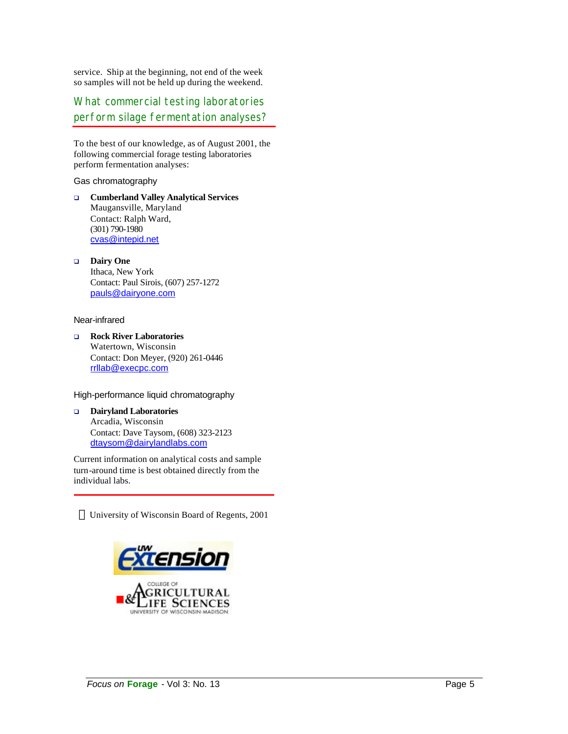service. Ship at the beginning, not end of the week so samples will not be held up during the weekend.

## What commercial testing laboratories perform silage fermentation analyses?

To the best of our knowledge, as of August 2001, the following commercial forage testing laboratories perform fermentation analyses:

Gas chromatography

- **Cumberland Valley Analytical Services**
  Maugansville, Maryland
  Contact: Ralph Ward,
  (301) 790-1980
  cvas@intepid.net

- **Dairy One**
  Ithaca, New York
  Contact: Paul Sirois, (607) 257-1272
  pauls@dairyone.com

Near-infrared

- **Rock River Laboratories**
  Watertown, Wisconsin
  Contact: Don Meyer, (920) 261-0446
  rrllab@execpc.com

High-performance liquid chromatography

- **Dairyland Laboratories**
  Arcadia, Wisconsin
  Contact: Dave Taysom, (608) 323-2123
  dtaysom@dairylandlabs.com

Current information on analytical costs and sample turn-around time is best obtained directly from the individual labs.

© University of Wisconsin Board of Regents, 2001

UW Extension

College of Agricultural & Life Sciences, University of Wisconsin-Madison